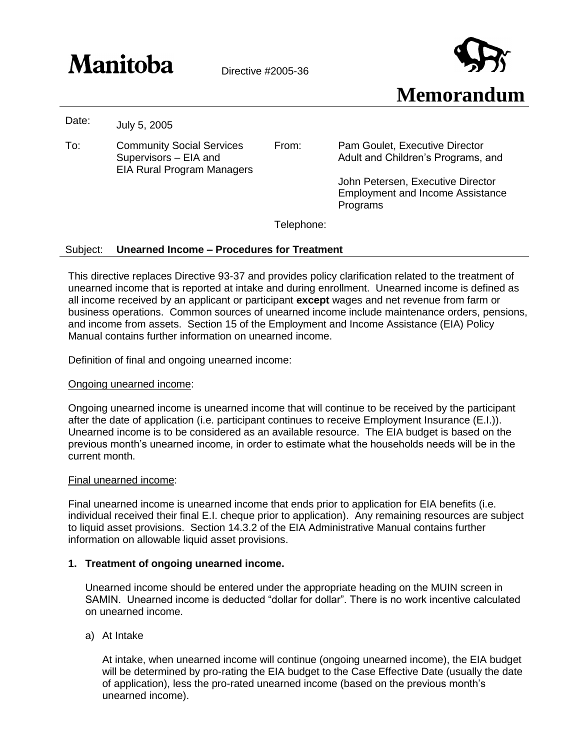**Manitoba** Directive #2005-36

# Memorandum

Date: July 5, 2005

To: Community Social Services Supervisors – EIA and EIA Rural Program Managers

From: Pam Goulet, Executive Director Adult and Children's Programs, and

John Petersen, Executive Director Employment and Income Assistance Programs

Telephone:

Subject: **Unearned Income – Procedures for Treatment**

This directive replaces Directive 93-37 and provides policy clarification related to the treatment of unearned income that is reported at intake and during enrollment. Unearned income is defined as all income received by an applicant or participant **except** wages and net revenue from farm or business operations. Common sources of unearned income include maintenance orders, pensions, and income from assets. Section 15 of the Employment and Income Assistance (EIA) Policy Manual contains further information on unearned income.

Definition of final and ongoing unearned income:

Ongoing unearned income:

Ongoing unearned income is unearned income that will continue to be received by the participant after the date of application (i.e. participant continues to receive Employment Insurance (E.I.)). Unearned income is to be considered as an available resource. The EIA budget is based on the previous month's unearned income, in order to estimate what the households needs will be in the current month.

Final unearned income:

Final unearned income is unearned income that ends prior to application for EIA benefits (i.e. individual received their final E.I. cheque prior to application). Any remaining resources are subject to liquid asset provisions. Section 14.3.2 of the EIA Administrative Manual contains further information on allowable liquid asset provisions.

**1. Treatment of ongoing unearned income.**

Unearned income should be entered under the appropriate heading on the MUIN screen in SAMIN. Unearned income is deducted "dollar for dollar". There is no work incentive calculated on unearned income.

a) At Intake

At intake, when unearned income will continue (ongoing unearned income), the EIA budget will be determined by pro-rating the EIA budget to the Case Effective Date (usually the date of application), less the pro-rated unearned income (based on the previous month's unearned income).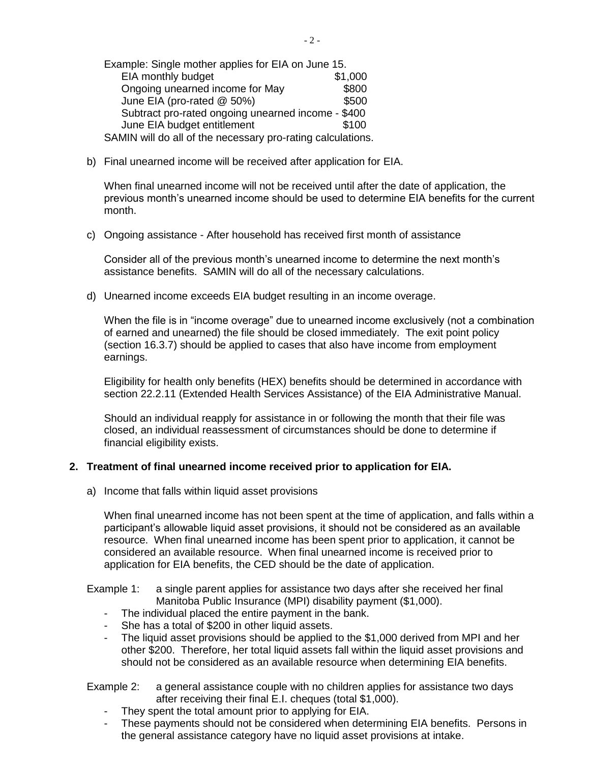Example: Single mother applies for EIA on June 15.

| | |
|---|---|
| EIA monthly budget | $1,000 |
| Ongoing unearned income for May | $800 |
| June EIA (pro-rated @ 50%) | $500 |
| Subtract pro-rated ongoing unearned income | - $400 |
| June EIA budget entitlement | $100 |

SAMIN will do all of the necessary pro-rating calculations.

b) Final unearned income will be received after application for EIA.

   When final unearned income will not be received until after the date of application, the previous month's unearned income should be used to determine EIA benefits for the current month.

c) Ongoing assistance - After household has received first month of assistance

   Consider all of the previous month's unearned income to determine the next month's assistance benefits. SAMIN will do all of the necessary calculations.

d) Unearned income exceeds EIA budget resulting in an income overage.

   When the file is in "income overage" due to unearned income exclusively (not a combination of earned and unearned) the file should be closed immediately. The exit point policy (section 16.3.7) should be applied to cases that also have income from employment earnings.

   Eligibility for health only benefits (HEX) benefits should be determined in accordance with section 22.2.11 (Extended Health Services Assistance) of the EIA Administrative Manual.

   Should an individual reapply for assistance in or following the month that their file was closed, an individual reassessment of circumstances should be done to determine if financial eligibility exists.

**2. Treatment of final unearned income received prior to application for EIA.**

a) Income that falls within liquid asset provisions

   When final unearned income has not been spent at the time of application, and falls within a participant's allowable liquid asset provisions, it should not be considered as an available resource. When final unearned income has been spent prior to application, it cannot be considered an available resource. When final unearned income is received prior to application for EIA benefits, the CED should be the date of application.

Example 1: a single parent applies for assistance two days after she received her final Manitoba Public Insurance (MPI) disability payment ($1,000).

- The individual placed the entire payment in the bank.
- She has a total of $200 in other liquid assets.
- The liquid asset provisions should be applied to the $1,000 derived from MPI and her other $200. Therefore, her total liquid assets fall within the liquid asset provisions and should not be considered as an available resource when determining EIA benefits.

Example 2: a general assistance couple with no children applies for assistance two days after receiving their final E.I. cheques (total $1,000).

- They spent the total amount prior to applying for EIA.
- These payments should not be considered when determining EIA benefits. Persons in the general assistance category have no liquid asset provisions at intake.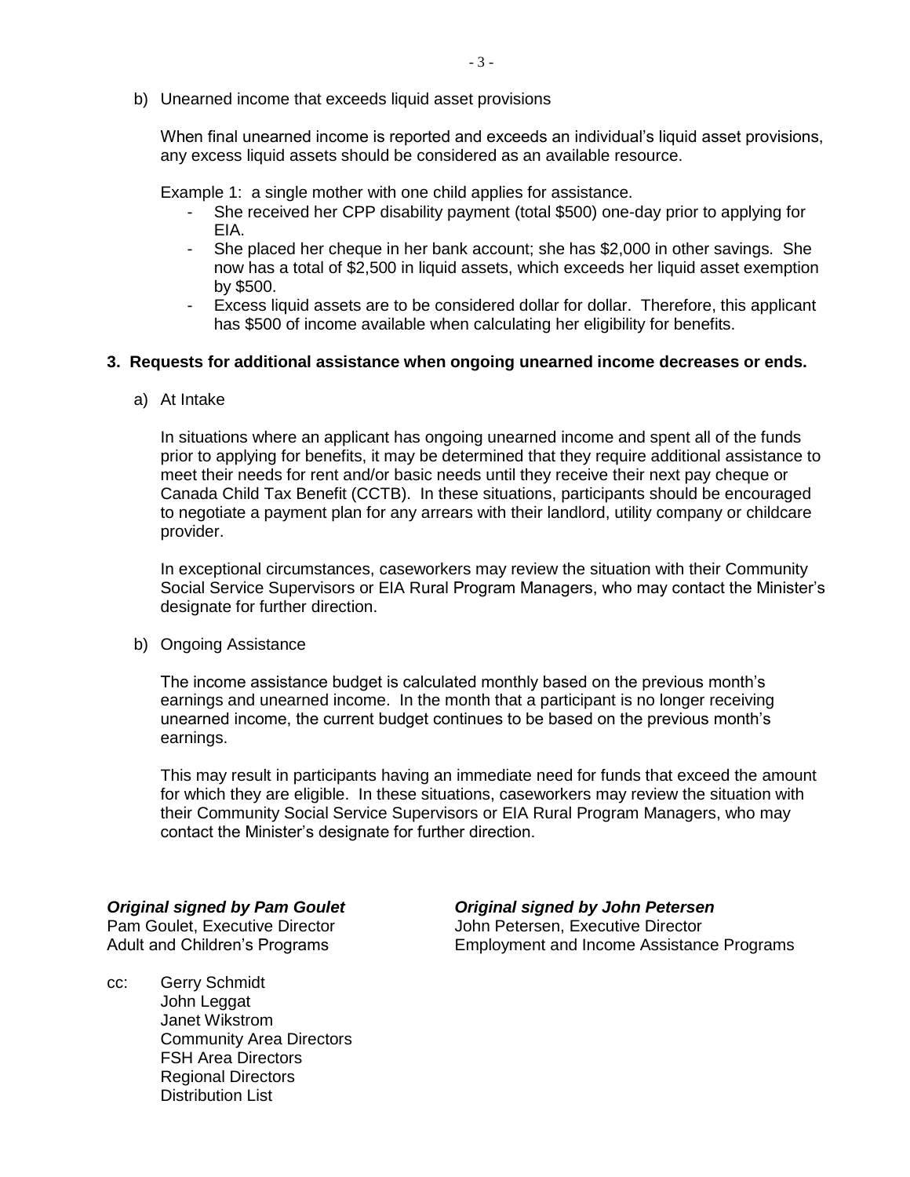b) Unearned income that exceeds liquid asset provisions

When final unearned income is reported and exceeds an individual's liquid asset provisions, any excess liquid assets should be considered as an available resource.

Example 1: a single mother with one child applies for assistance.

- She received her CPP disability payment (total $500) one-day prior to applying for EIA.
- She placed her cheque in her bank account; she has $2,000 in other savings. She now has a total of $2,500 in liquid assets, which exceeds her liquid asset exemption by $500.
- Excess liquid assets are to be considered dollar for dollar. Therefore, this applicant has $500 of income available when calculating her eligibility for benefits.

### 3. Requests for additional assistance when ongoing unearned income decreases or ends.

a) At Intake

In situations where an applicant has ongoing unearned income and spent all of the funds prior to applying for benefits, it may be determined that they require additional assistance to meet their needs for rent and/or basic needs until they receive their next pay cheque or Canada Child Tax Benefit (CCTB). In these situations, participants should be encouraged to negotiate a payment plan for any arrears with their landlord, utility company or childcare provider.

In exceptional circumstances, caseworkers may review the situation with their Community Social Service Supervisors or EIA Rural Program Managers, who may contact the Minister's designate for further direction.

b) Ongoing Assistance

The income assistance budget is calculated monthly based on the previous month's earnings and unearned income. In the month that a participant is no longer receiving unearned income, the current budget continues to be based on the previous month's earnings.

This may result in participants having an immediate need for funds that exceed the amount for which they are eligible. In these situations, caseworkers may review the situation with their Community Social Service Supervisors or EIA Rural Program Managers, who may contact the Minister's designate for further direction.

***Original signed by Pam Goulet***
Pam Goulet, Executive Director
Adult and Children's Programs

***Original signed by John Petersen***
John Petersen, Executive Director
Employment and Income Assistance Programs

cc: Gerry Schmidt
John Leggat
Janet Wikstrom
Community Area Directors
FSH Area Directors
Regional Directors
Distribution List